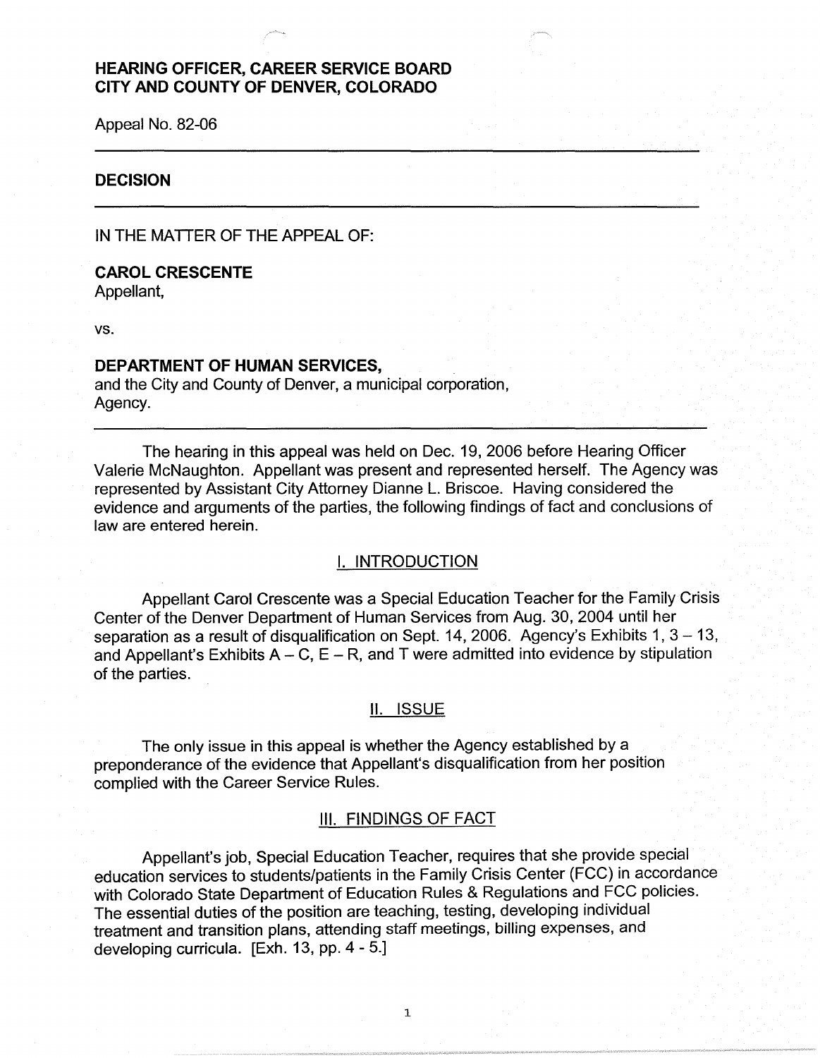# HEARING OFFICER, CAREER SERVICE BOARD
# CITY AND COUNTY OF DENVER, COLORADO

Appeal No. 82-06

---

## DECISION

---

IN THE MATTER OF THE APPEAL OF:

**CAROL CRESCENTE**
Appellant,

vs.

**DEPARTMENT OF HUMAN SERVICES,**
and the City and County of Denver, a municipal corporation,
Agency.

---

The hearing in this appeal was held on Dec. 19, 2006 before Hearing Officer Valerie McNaughton. Appellant was present and represented herself. The Agency was represented by Assistant City Attorney Dianne L. Briscoe. Having considered the evidence and arguments of the parties, the following findings of fact and conclusions of law are entered herein.

## I. INTRODUCTION

Appellant Carol Crescente was a Special Education Teacher for the Family Crisis Center of the Denver Department of Human Services from Aug. 30, 2004 until her separation as a result of disqualification on Sept. 14, 2006. Agency's Exhibits 1, 3 – 13, and Appellant's Exhibits A – C, E – R, and T were admitted into evidence by stipulation of the parties.

## II. ISSUE

The only issue in this appeal is whether the Agency established by a preponderance of the evidence that Appellant's disqualification from her position complied with the Career Service Rules.

## III. FINDINGS OF FACT

Appellant's job, Special Education Teacher, requires that she provide special education services to students/patients in the Family Crisis Center (FCC) in accordance with Colorado State Department of Education Rules & Regulations and FCC policies. The essential duties of the position are teaching, testing, developing individual treatment and transition plans, attending staff meetings, billing expenses, and developing curricula. [Exh. 13, pp. 4 - 5.]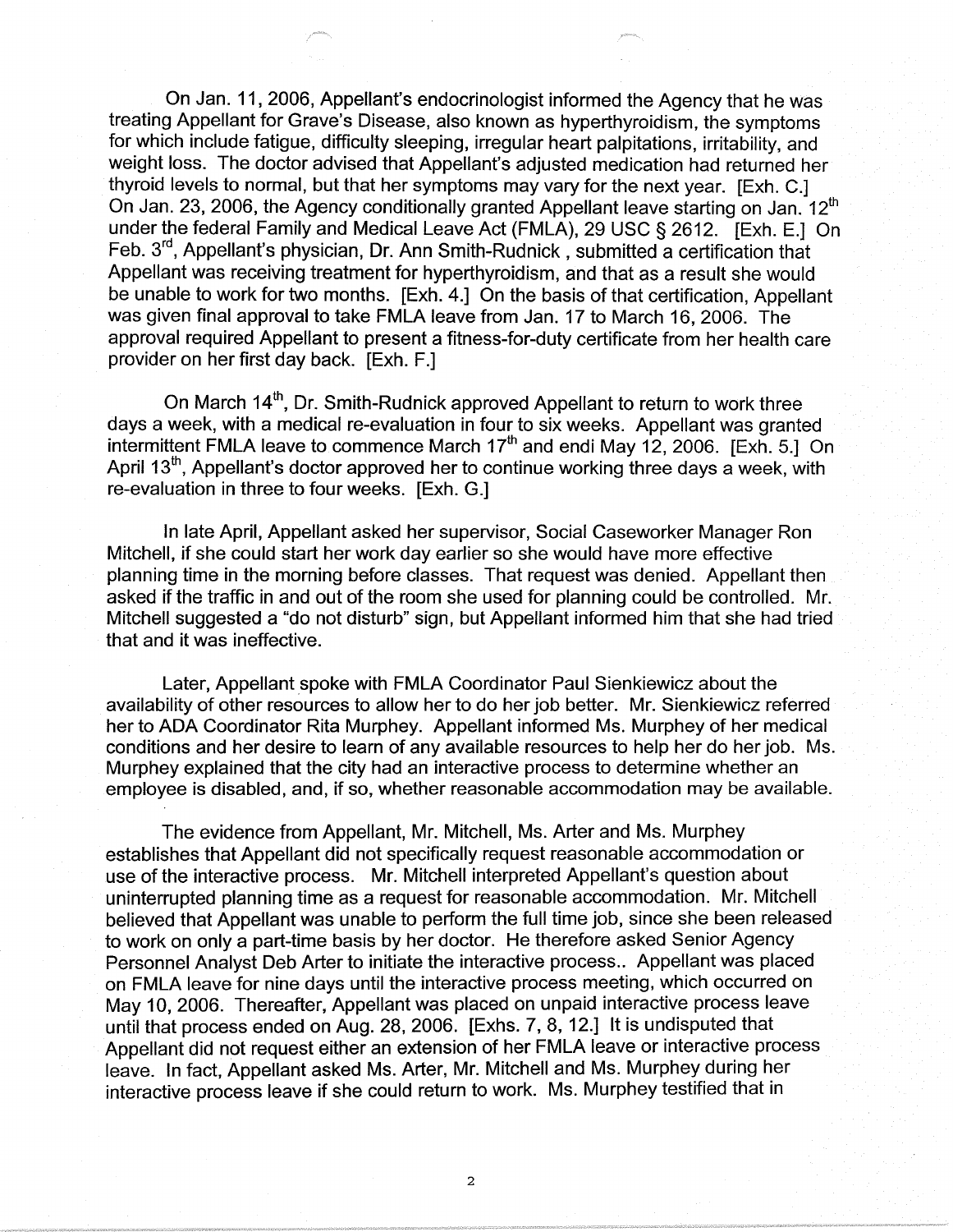On Jan. 11, 2006, Appellant's endocrinologist informed the Agency that he was treating Appellant for Grave's Disease, also known as hyperthyroidism, the symptoms for which include fatigue, difficulty sleeping, irregular heart palpitations, irritability, and weight loss. The doctor advised that Appellant's adjusted medication had returned her thyroid levels to normal, but that her symptoms may vary for the next year. [Exh. C.] On Jan. 23, 2006, the Agency conditionally granted Appellant leave starting on Jan. 12th under the federal Family and Medical Leave Act (FMLA), 29 USC § 2612. [Exh. E.] On Feb. 3rd, Appellant's physician, Dr. Ann Smith-Rudnick , submitted a certification that Appellant was receiving treatment for hyperthyroidism, and that as a result she would be unable to work for two months. [Exh. 4.] On the basis of that certification, Appellant was given final approval to take FMLA leave from Jan. 17 to March 16, 2006. The approval required Appellant to present a fitness-for-duty certificate from her health care provider on her first day back. [Exh. F.]

On March 14th, Dr. Smith-Rudnick approved Appellant to return to work three days a week, with a medical re-evaluation in four to six weeks. Appellant was granted intermittent FMLA leave to commence March 17th and endi May 12, 2006. [Exh. 5.] On April 13th, Appellant's doctor approved her to continue working three days a week, with re-evaluation in three to four weeks. [Exh. G.]

In late April, Appellant asked her supervisor, Social Caseworker Manager Ron Mitchell, if she could start her work day earlier so she would have more effective planning time in the morning before classes. That request was denied. Appellant then asked if the traffic in and out of the room she used for planning could be controlled. Mr. Mitchell suggested a "do not disturb" sign, but Appellant informed him that she had tried that and it was ineffective.

Later, Appellant spoke with FMLA Coordinator Paul Sienkiewicz about the availability of other resources to allow her to do her job better. Mr. Sienkiewicz referred her to ADA Coordinator Rita Murphey. Appellant informed Ms. Murphey of her medical conditions and her desire to learn of any available resources to help her do her job. Ms. Murphey explained that the city had an interactive process to determine whether an employee is disabled, and, if so, whether reasonable accommodation may be available.

The evidence from Appellant, Mr. Mitchell, Ms. Arter and Ms. Murphey establishes that Appellant did not specifically request reasonable accommodation or use of the interactive process. Mr. Mitchell interpreted Appellant's question about uninterrupted planning time as a request for reasonable accommodation. Mr. Mitchell believed that Appellant was unable to perform the full time job, since she been released to work on only a part-time basis by her doctor. He therefore asked Senior Agency Personnel Analyst Deb Arter to initiate the interactive process.. Appellant was placed on FMLA leave for nine days until the interactive process meeting, which occurred on May 10, 2006. Thereafter, Appellant was placed on unpaid interactive process leave until that process ended on Aug. 28, 2006. [Exhs. 7, 8, 12.] It is undisputed that Appellant did not request either an extension of her FMLA leave or interactive process leave. In fact, Appellant asked Ms. Arter, Mr. Mitchell and Ms. Murphey during her interactive process leave if she could return to work. Ms. Murphey testified that in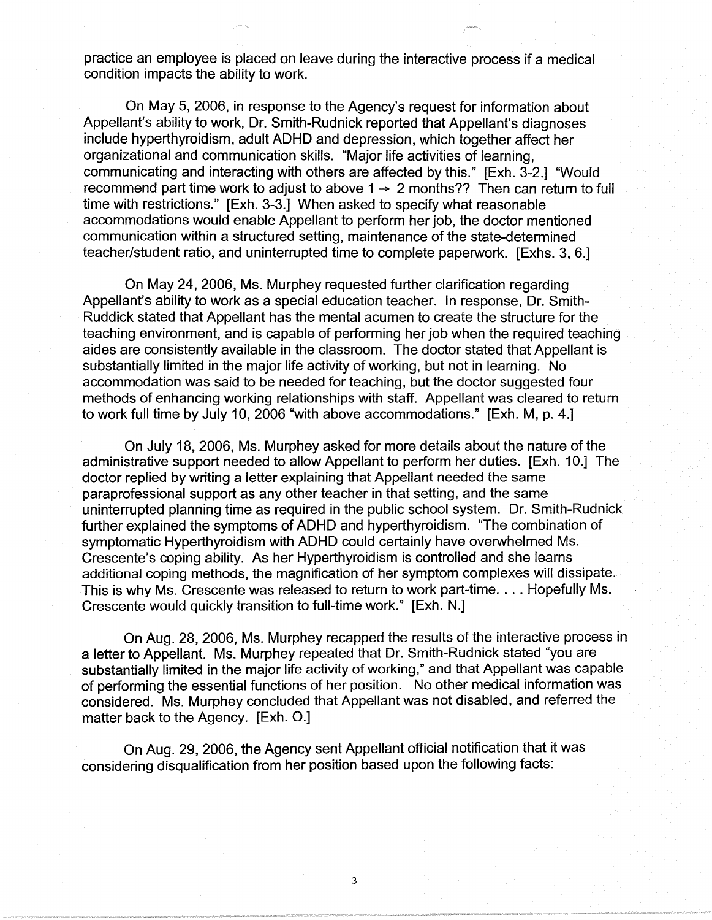practice an employee is placed on leave during the interactive process if a medical condition impacts the ability to work.

On May 5, 2006, in response to the Agency's request for information about Appellant's ability to work, Dr. Smith-Rudnick reported that Appellant's diagnoses include hyperthyroidism, adult ADHD and depression, which together affect her organizational and communication skills. "Major life activities of learning, communicating and interacting with others are affected by this." [Exh. 3-2.] "Would recommend part time work to adjust to above 1 → 2 months?? Then can return to full time with restrictions." [Exh. 3-3.] When asked to specify what reasonable accommodations would enable Appellant to perform her job, the doctor mentioned communication within a structured setting, maintenance of the state-determined teacher/student ratio, and uninterrupted time to complete paperwork. [Exhs. 3, 6.]

On May 24, 2006, Ms. Murphey requested further clarification regarding Appellant's ability to work as a special education teacher. In response, Dr. Smith-Ruddick stated that Appellant has the mental acumen to create the structure for the teaching environment, and is capable of performing her job when the required teaching aides are consistently available in the classroom. The doctor stated that Appellant is substantially limited in the major life activity of working, but not in learning. No accommodation was said to be needed for teaching, but the doctor suggested four methods of enhancing working relationships with staff. Appellant was cleared to return to work full time by July 10, 2006 "with above accommodations." [Exh. M, p. 4.]

On July 18, 2006, Ms. Murphey asked for more details about the nature of the administrative support needed to allow Appellant to perform her duties. [Exh. 10.] The doctor replied by writing a letter explaining that Appellant needed the same paraprofessional support as any other teacher in that setting, and the same uninterrupted planning time as required in the public school system. Dr. Smith-Rudnick further explained the symptoms of ADHD and hyperthyroidism. "The combination of symptomatic Hyperthyroidism with ADHD could certainly have overwhelmed Ms. Crescente's coping ability. As her Hyperthyroidism is controlled and she learns additional coping methods, the magnification of her symptom complexes will dissipate. This is why Ms. Crescente was released to return to work part-time. . . . Hopefully Ms. Crescente would quickly transition to full-time work." [Exh. N.]

On Aug. 28, 2006, Ms. Murphey recapped the results of the interactive process in a letter to Appellant. Ms. Murphey repeated that Dr. Smith-Rudnick stated "you are substantially limited in the major life activity of working," and that Appellant was capable of performing the essential functions of her position. No other medical information was considered. Ms. Murphey concluded that Appellant was not disabled, and referred the matter back to the Agency. [Exh. O.]

On Aug. 29, 2006, the Agency sent Appellant official notification that it was considering disqualification from her position based upon the following facts: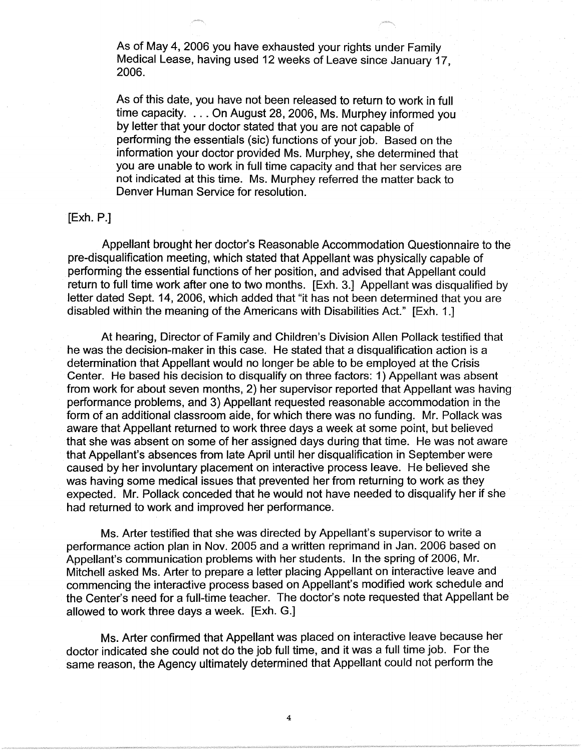> As of May 4, 2006 you have exhausted your rights under Family Medical Lease, having used 12 weeks of Leave since January 17, 2006.
>
> As of this date, you have not been released to return to work in full time capacity. . . . On August 28, 2006, Ms. Murphey informed you by letter that your doctor stated that you are not capable of performing the essentials (sic) functions of your job. Based on the information your doctor provided Ms. Murphey, she determined that you are unable to work in full time capacity and that her services are not indicated at this time. Ms. Murphey referred the matter back to Denver Human Service for resolution.

[Exh. P.]

Appellant brought her doctor's Reasonable Accommodation Questionnaire to the pre-disqualification meeting, which stated that Appellant was physically capable of performing the essential functions of her position, and advised that Appellant could return to full time work after one to two months. [Exh. 3.] Appellant was disqualified by letter dated Sept. 14, 2006, which added that "it has not been determined that you are disabled within the meaning of the Americans with Disabilities Act." [Exh. 1.]

At hearing, Director of Family and Children's Division Allen Pollack testified that he was the decision-maker in this case. He stated that a disqualification action is a determination that Appellant would no longer be able to be employed at the Crisis Center. He based his decision to disqualify on three factors: 1) Appellant was absent from work for about seven months, 2) her supervisor reported that Appellant was having performance problems, and 3) Appellant requested reasonable accommodation in the form of an additional classroom aide, for which there was no funding. Mr. Pollack was aware that Appellant returned to work three days a week at some point, but believed that she was absent on some of her assigned days during that time. He was not aware that Appellant's absences from late April until her disqualification in September were caused by her involuntary placement on interactive process leave. He believed she was having some medical issues that prevented her from returning to work as they expected. Mr. Pollack conceded that he would not have needed to disqualify her if she had returned to work and improved her performance.

Ms. Arter testified that she was directed by Appellant's supervisor to write a performance action plan in Nov. 2005 and a written reprimand in Jan. 2006 based on Appellant's communication problems with her students. In the spring of 2006, Mr. Mitchell asked Ms. Arter to prepare a letter placing Appellant on interactive leave and commencing the interactive process based on Appellant's modified work schedule and the Center's need for a full-time teacher. The doctor's note requested that Appellant be allowed to work three days a week. [Exh. G.]

Ms. Arter confirmed that Appellant was placed on interactive leave because her doctor indicated she could not do the job full time, and it was a full time job. For the same reason, the Agency ultimately determined that Appellant could not perform the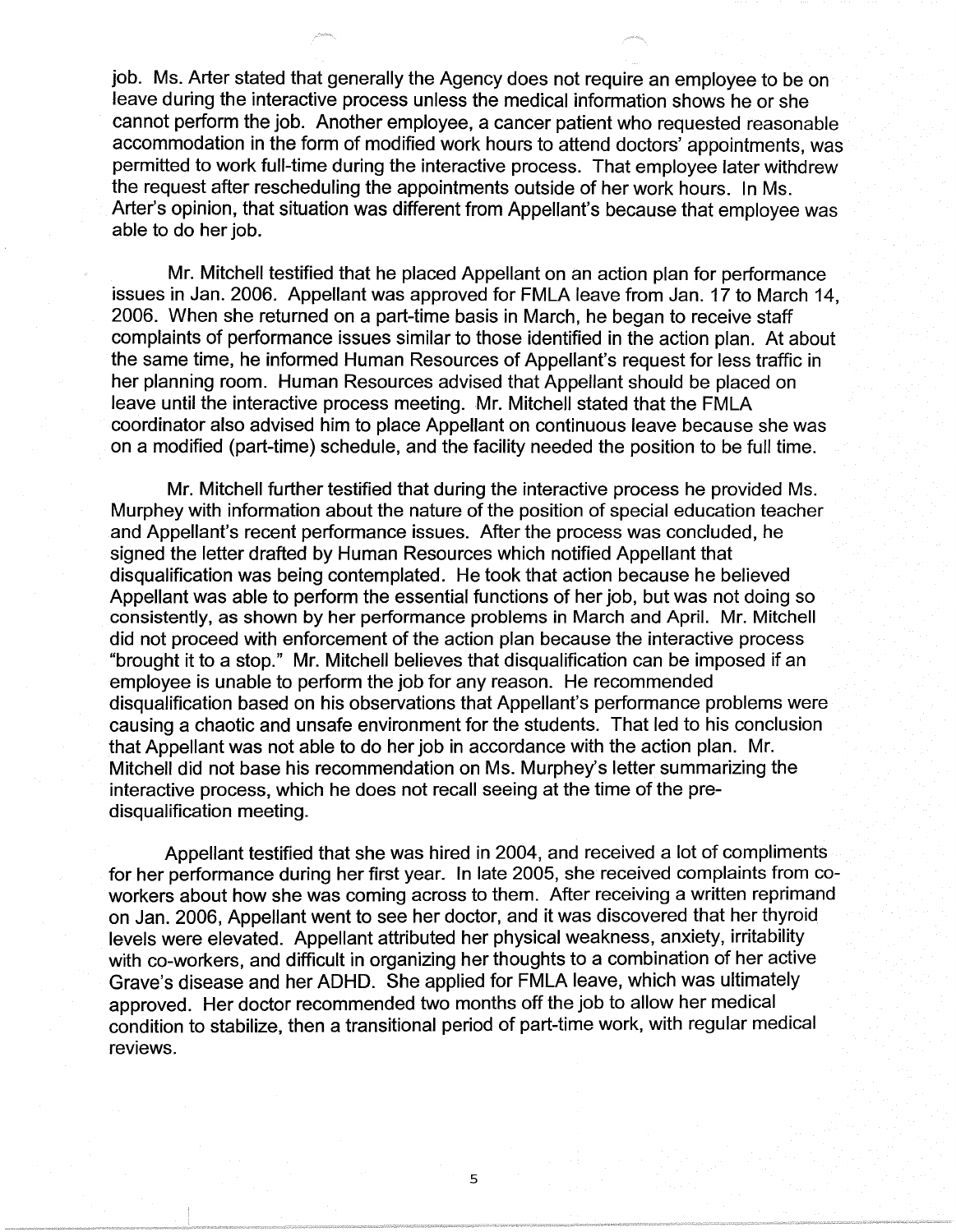job. Ms. Arter stated that generally the Agency does not require an employee to be on leave during the interactive process unless the medical information shows he or she cannot perform the job. Another employee, a cancer patient who requested reasonable accommodation in the form of modified work hours to attend doctors' appointments, was permitted to work full-time during the interactive process. That employee later withdrew the request after rescheduling the appointments outside of her work hours. In Ms. Arter's opinion, that situation was different from Appellant's because that employee was able to do her job.

Mr. Mitchell testified that he placed Appellant on an action plan for performance issues in Jan. 2006. Appellant was approved for FMLA leave from Jan. 17 to March 14, 2006. When she returned on a part-time basis in March, he began to receive staff complaints of performance issues similar to those identified in the action plan. At about the same time, he informed Human Resources of Appellant's request for less traffic in her planning room. Human Resources advised that Appellant should be placed on leave until the interactive process meeting. Mr. Mitchell stated that the FMLA coordinator also advised him to place Appellant on continuous leave because she was on a modified (part-time) schedule, and the facility needed the position to be full time.

Mr. Mitchell further testified that during the interactive process he provided Ms. Murphey with information about the nature of the position of special education teacher and Appellant's recent performance issues. After the process was concluded, he signed the letter drafted by Human Resources which notified Appellant that disqualification was being contemplated. He took that action because he believed Appellant was able to perform the essential functions of her job, but was not doing so consistently, as shown by her performance problems in March and April. Mr. Mitchell did not proceed with enforcement of the action plan because the interactive process "brought it to a stop." Mr. Mitchell believes that disqualification can be imposed if an employee is unable to perform the job for any reason. He recommended disqualification based on his observations that Appellant's performance problems were causing a chaotic and unsafe environment for the students. That led to his conclusion that Appellant was not able to do her job in accordance with the action plan. Mr. Mitchell did not base his recommendation on Ms. Murphey's letter summarizing the interactive process, which he does not recall seeing at the time of the pre-disqualification meeting.

Appellant testified that she was hired in 2004, and received a lot of compliments for her performance during her first year. In late 2005, she received complaints from co-workers about how she was coming across to them. After receiving a written reprimand on Jan. 2006, Appellant went to see her doctor, and it was discovered that her thyroid levels were elevated. Appellant attributed her physical weakness, anxiety, irritability with co-workers, and difficult in organizing her thoughts to a combination of her active Grave's disease and her ADHD. She applied for FMLA leave, which was ultimately approved. Her doctor recommended two months off the job to allow her medical condition to stabilize, then a transitional period of part-time work, with regular medical reviews.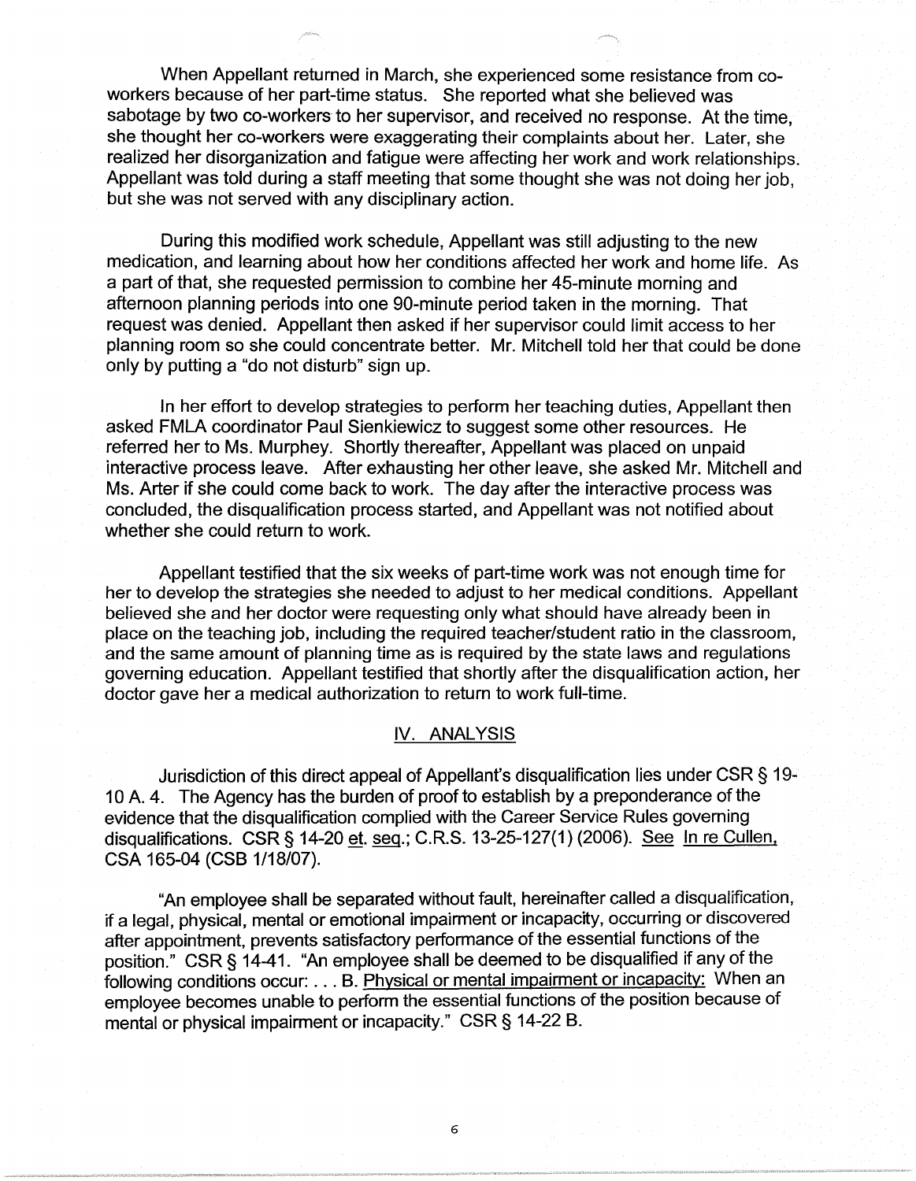When Appellant returned in March, she experienced some resistance from co-workers because of her part-time status. She reported what she believed was sabotage by two co-workers to her supervisor, and received no response. At the time, she thought her co-workers were exaggerating their complaints about her. Later, she realized her disorganization and fatigue were affecting her work and work relationships. Appellant was told during a staff meeting that some thought she was not doing her job, but she was not served with any disciplinary action.

During this modified work schedule, Appellant was still adjusting to the new medication, and learning about how her conditions affected her work and home life. As a part of that, she requested permission to combine her 45-minute morning and afternoon planning periods into one 90-minute period taken in the morning. That request was denied. Appellant then asked if her supervisor could limit access to her planning room so she could concentrate better. Mr. Mitchell told her that could be done only by putting a "do not disturb" sign up.

In her effort to develop strategies to perform her teaching duties, Appellant then asked FMLA coordinator Paul Sienkiewicz to suggest some other resources. He referred her to Ms. Murphey. Shortly thereafter, Appellant was placed on unpaid interactive process leave. After exhausting her other leave, she asked Mr. Mitchell and Ms. Arter if she could come back to work. The day after the interactive process was concluded, the disqualification process started, and Appellant was not notified about whether she could return to work.

Appellant testified that the six weeks of part-time work was not enough time for her to develop the strategies she needed to adjust to her medical conditions. Appellant believed she and her doctor were requesting only what should have already been in place on the teaching job, including the required teacher/student ratio in the classroom, and the same amount of planning time as is required by the state laws and regulations governing education. Appellant testified that shortly after the disqualification action, her doctor gave her a medical authorization to return to work full-time.

## IV. ANALYSIS

Jurisdiction of this direct appeal of Appellant's disqualification lies under CSR § 19-10 A. 4. The Agency has the burden of proof to establish by a preponderance of the evidence that the disqualification complied with the Career Service Rules governing disqualifications. CSR § 14-20 et. seq.; C.R.S. 13-25-127(1) (2006). See In re Cullen, CSA 165-04 (CSB 1/18/07).

"An employee shall be separated without fault, hereinafter called a disqualification, if a legal, physical, mental or emotional impairment or incapacity, occurring or discovered after appointment, prevents satisfactory performance of the essential functions of the position." CSR § 14-41. "An employee shall be deemed to be disqualified if any of the following conditions occur: . . . B. Physical or mental impairment or incapacity: When an employee becomes unable to perform the essential functions of the position because of mental or physical impairment or incapacity." CSR § 14-22 B.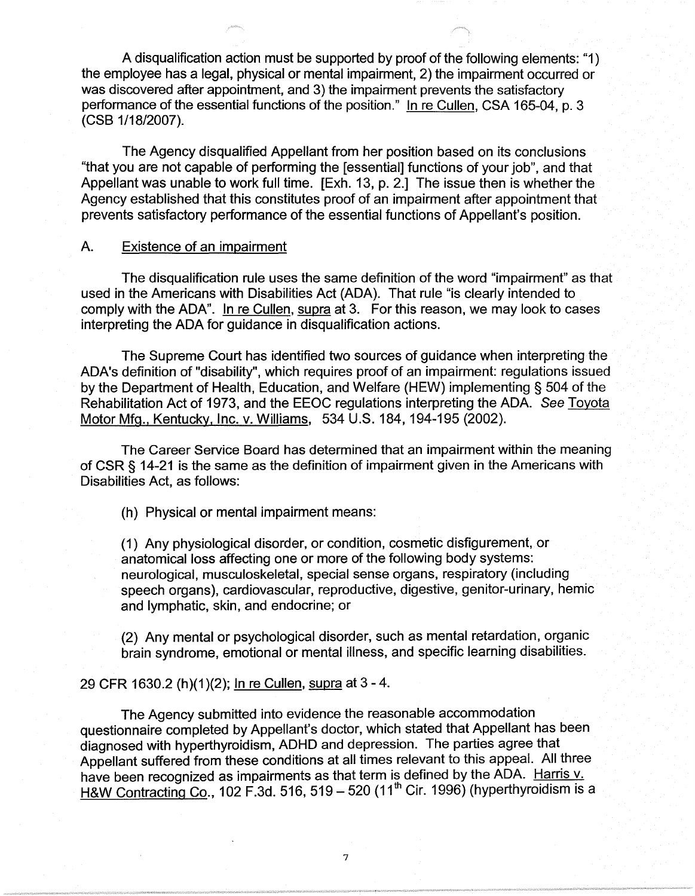A disqualification action must be supported by proof of the following elements: "1) the employee has a legal, physical or mental impairment, 2) the impairment occurred or was discovered after appointment, and 3) the impairment prevents the satisfactory performance of the essential functions of the position." In re Cullen, CSA 165-04, p. 3 (CSB 1/18/2007).

The Agency disqualified Appellant from her position based on its conclusions "that you are not capable of performing the [essential] functions of your job", and that Appellant was unable to work full time. [Exh. 13, p. 2.] The issue then is whether the Agency established that this constitutes proof of an impairment after appointment that prevents satisfactory performance of the essential functions of Appellant's position.

A. Existence of an impairment

The disqualification rule uses the same definition of the word "impairment" as that used in the Americans with Disabilities Act (ADA). That rule "is clearly intended to comply with the ADA". In re Cullen, supra at 3. For this reason, we may look to cases interpreting the ADA for guidance in disqualification actions.

The Supreme Court has identified two sources of guidance when interpreting the ADA's definition of "disability", which requires proof of an impairment: regulations issued by the Department of Health, Education, and Welfare (HEW) implementing § 504 of the Rehabilitation Act of 1973, and the EEOC regulations interpreting the ADA. *See* Toyota Motor Mfg., Kentucky, Inc. v. Williams, 534 U.S. 184, 194-195 (2002).

The Career Service Board has determined that an impairment within the meaning of CSR § 14-21 is the same as the definition of impairment given in the Americans with Disabilities Act, as follows:

> (h) Physical or mental impairment means:
>
> (1) Any physiological disorder, or condition, cosmetic disfigurement, or anatomical loss affecting one or more of the following body systems: neurological, musculoskeletal, special sense organs, respiratory (including speech organs), cardiovascular, reproductive, digestive, genitor-urinary, hemic and lymphatic, skin, and endocrine; or
>
> (2) Any mental or psychological disorder, such as mental retardation, organic brain syndrome, emotional or mental illness, and specific learning disabilities.

29 CFR 1630.2 (h)(1)(2); In re Cullen, supra at 3 - 4.

The Agency submitted into evidence the reasonable accommodation questionnaire completed by Appellant's doctor, which stated that Appellant has been diagnosed with hyperthyroidism, ADHD and depression. The parties agree that Appellant suffered from these conditions at all times relevant to this appeal. All three have been recognized as impairments as that term is defined by the ADA. Harris v. H&W Contracting Co., 102 F.3d. 516, 519 – 520 (11th Cir. 1996) (hyperthyroidism is a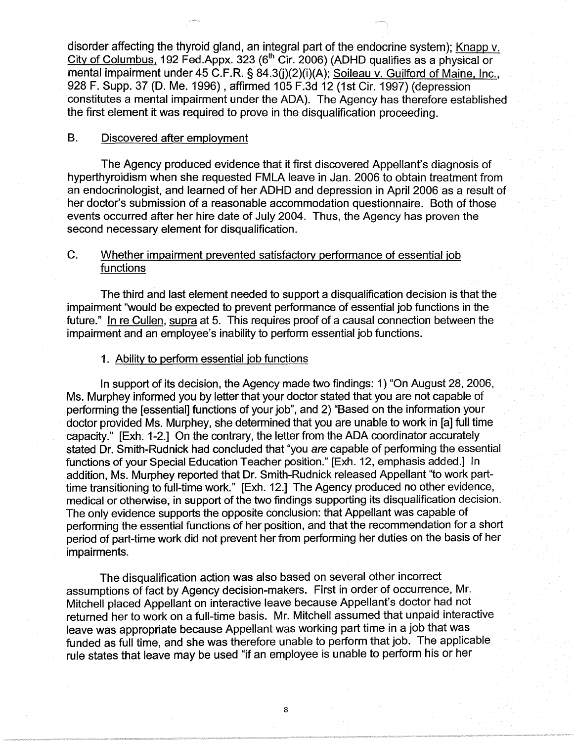disorder affecting the thyroid gland, an integral part of the endocrine system); Knapp v. City of Columbus, 192 Fed.Appx. 323 (6th Cir. 2006) (ADHD qualifies as a physical or mental impairment under 45 C.F.R. § 84.3(j)(2)(i)(A); Soileau v. Guilford of Maine, Inc., 928 F. Supp. 37 (D. Me. 1996) , affirmed 105 F.3d 12 (1st Cir. 1997) (depression constitutes a mental impairment under the ADA). The Agency has therefore established the first element it was required to prove in the disqualification proceeding.

## B. Discovered after employment

The Agency produced evidence that it first discovered Appellant's diagnosis of hyperthyroidism when she requested FMLA leave in Jan. 2006 to obtain treatment from an endocrinologist, and learned of her ADHD and depression in April 2006 as a result of her doctor's submission of a reasonable accommodation questionnaire. Both of those events occurred after her hire date of July 2004. Thus, the Agency has proven the second necessary element for disqualification.

## C. Whether impairment prevented satisfactory performance of essential job functions

The third and last element needed to support a disqualification decision is that the impairment "would be expected to prevent performance of essential job functions in the future." In re Cullen, supra at 5. This requires proof of a causal connection between the impairment and an employee's inability to perform essential job functions.

### 1. Ability to perform essential job functions

In support of its decision, the Agency made two findings: 1) "On August 28, 2006, Ms. Murphey informed you by letter that your doctor stated that you are not capable of performing the [essential] functions of your job", and 2) "Based on the information your doctor provided Ms. Murphey, she determined that you are unable to work in [a] full time capacity." [Exh. 1-2.] On the contrary, the letter from the ADA coordinator accurately stated Dr. Smith-Rudnick had concluded that "you *are* capable of performing the essential functions of your Special Education Teacher position." [Exh. 12, emphasis added.] In addition, Ms. Murphey reported that Dr. Smith-Rudnick released Appellant "to work part-time transitioning to full-time work." [Exh. 12.] The Agency produced no other evidence, medical or otherwise, in support of the two findings supporting its disqualification decision. The only evidence supports the opposite conclusion: that Appellant was capable of performing the essential functions of her position, and that the recommendation for a short period of part-time work did not prevent her from performing her duties on the basis of her impairments.

The disqualification action was also based on several other incorrect assumptions of fact by Agency decision-makers. First in order of occurrence, Mr. Mitchell placed Appellant on interactive leave because Appellant's doctor had not returned her to work on a full-time basis. Mr. Mitchell assumed that unpaid interactive leave was appropriate because Appellant was working part time in a job that was funded as full time, and she was therefore unable to perform that job. The applicable rule states that leave may be used "if an employee is unable to perform his or her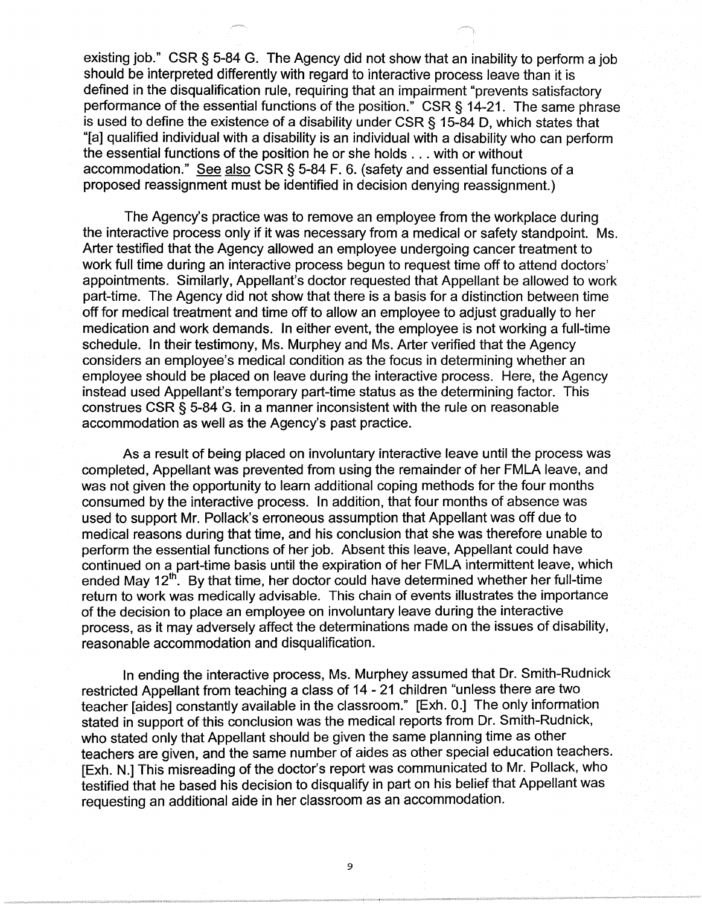existing job." CSR § 5-84 G. The Agency did not show that an inability to perform a job should be interpreted differently with regard to interactive process leave than it is defined in the disqualification rule, requiring that an impairment "prevents satisfactory performance of the essential functions of the position." CSR § 14-21. The same phrase is used to define the existence of a disability under CSR § 15-84 D, which states that "[a] qualified individual with a disability is an individual with a disability who can perform the essential functions of the position he or she holds . . . with or without accommodation." See also CSR § 5-84 F. 6. (safety and essential functions of a proposed reassignment must be identified in decision denying reassignment.)

The Agency's practice was to remove an employee from the workplace during the interactive process only if it was necessary from a medical or safety standpoint. Ms. Arter testified that the Agency allowed an employee undergoing cancer treatment to work full time during an interactive process begun to request time off to attend doctors' appointments. Similarly, Appellant's doctor requested that Appellant be allowed to work part-time. The Agency did not show that there is a basis for a distinction between time off for medical treatment and time off to allow an employee to adjust gradually to her medication and work demands. In either event, the employee is not working a full-time schedule. In their testimony, Ms. Murphey and Ms. Arter verified that the Agency considers an employee's medical condition as the focus in determining whether an employee should be placed on leave during the interactive process. Here, the Agency instead used Appellant's temporary part-time status as the determining factor. This construes CSR § 5-84 G. in a manner inconsistent with the rule on reasonable accommodation as well as the Agency's past practice.

As a result of being placed on involuntary interactive leave until the process was completed, Appellant was prevented from using the remainder of her FMLA leave, and was not given the opportunity to learn additional coping methods for the four months consumed by the interactive process. In addition, that four months of absence was used to support Mr. Pollack's erroneous assumption that Appellant was off due to medical reasons during that time, and his conclusion that she was therefore unable to perform the essential functions of her job. Absent this leave, Appellant could have continued on a part-time basis until the expiration of her FMLA intermittent leave, which ended May 12th. By that time, her doctor could have determined whether her full-time return to work was medically advisable. This chain of events illustrates the importance of the decision to place an employee on involuntary leave during the interactive process, as it may adversely affect the determinations made on the issues of disability, reasonable accommodation and disqualification.

In ending the interactive process, Ms. Murphey assumed that Dr. Smith-Rudnick restricted Appellant from teaching a class of 14 - 21 children "unless there are two teacher [aides] constantly available in the classroom." [Exh. O.] The only information stated in support of this conclusion was the medical reports from Dr. Smith-Rudnick, who stated only that Appellant should be given the same planning time as other teachers are given, and the same number of aides as other special education teachers. [Exh. N.] This misreading of the doctor's report was communicated to Mr. Pollack, who testified that he based his decision to disqualify in part on his belief that Appellant was requesting an additional aide in her classroom as an accommodation.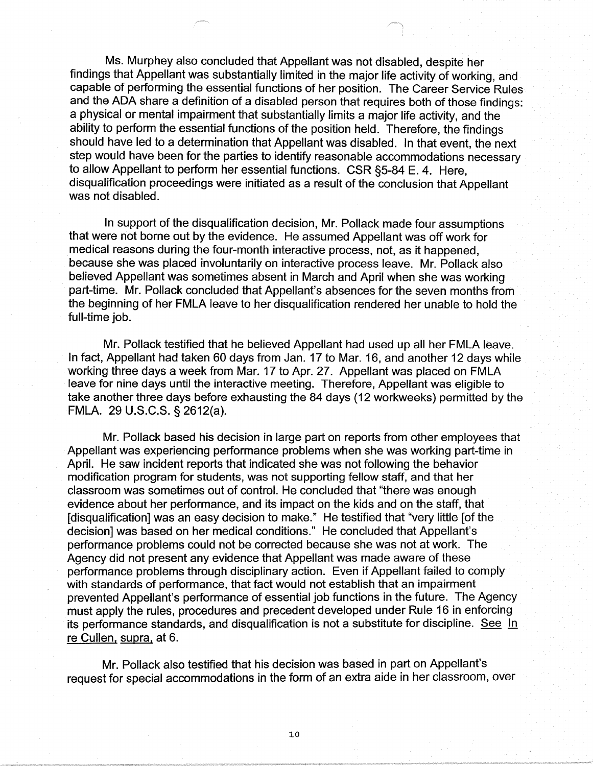Ms. Murphey also concluded that Appellant was not disabled, despite her findings that Appellant was substantially limited in the major life activity of working, and capable of performing the essential functions of her position. The Career Service Rules and the ADA share a definition of a disabled person that requires both of those findings: a physical or mental impairment that substantially limits a major life activity, and the ability to perform the essential functions of the position held. Therefore, the findings should have led to a determination that Appellant was disabled. In that event, the next step would have been for the parties to identify reasonable accommodations necessary to allow Appellant to perform her essential functions. CSR §5-84 E. 4. Here, disqualification proceedings were initiated as a result of the conclusion that Appellant was not disabled.

In support of the disqualification decision, Mr. Pollack made four assumptions that were not borne out by the evidence. He assumed Appellant was off work for medical reasons during the four-month interactive process, not, as it happened, because she was placed involuntarily on interactive process leave. Mr. Pollack also believed Appellant was sometimes absent in March and April when she was working part-time. Mr. Pollack concluded that Appellant's absences for the seven months from the beginning of her FMLA leave to her disqualification rendered her unable to hold the full-time job.

Mr. Pollack testified that he believed Appellant had used up all her FMLA leave. In fact, Appellant had taken 60 days from Jan. 17 to Mar. 16, and another 12 days while working three days a week from Mar. 17 to Apr. 27. Appellant was placed on FMLA leave for nine days until the interactive meeting. Therefore, Appellant was eligible to take another three days before exhausting the 84 days (12 workweeks) permitted by the FMLA. 29 U.S.C.S. § 2612(a).

Mr. Pollack based his decision in large part on reports from other employees that Appellant was experiencing performance problems when she was working part-time in April. He saw incident reports that indicated she was not following the behavior modification program for students, was not supporting fellow staff, and that her classroom was sometimes out of control. He concluded that "there was enough evidence about her performance, and its impact on the kids and on the staff, that [disqualification] was an easy decision to make." He testified that "very little [of the decision] was based on her medical conditions." He concluded that Appellant's performance problems could not be corrected because she was not at work. The Agency did not present any evidence that Appellant was made aware of these performance problems through disciplinary action. Even if Appellant failed to comply with standards of performance, that fact would not establish that an impairment prevented Appellant's performance of essential job functions in the future. The Agency must apply the rules, procedures and precedent developed under Rule 16 in enforcing its performance standards, and disqualification is not a substitute for discipline. See In re Cullen, supra, at 6.

Mr. Pollack also testified that his decision was based in part on Appellant's request for special accommodations in the form of an extra aide in her classroom, over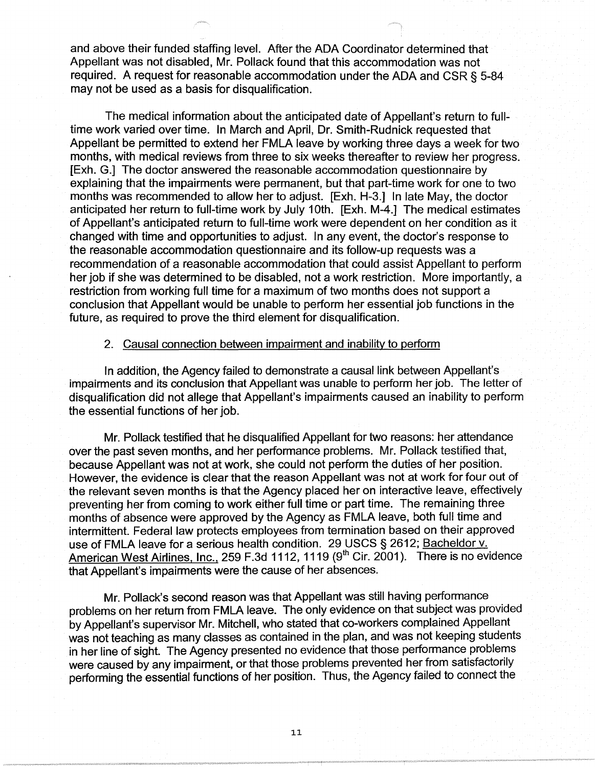and above their funded staffing level. After the ADA Coordinator determined that Appellant was not disabled, Mr. Pollack found that this accommodation was not required. A request for reasonable accommodation under the ADA and CSR § 5-84 may not be used as a basis for disqualification.

The medical information about the anticipated date of Appellant's return to full-time work varied over time. In March and April, Dr. Smith-Rudnick requested that Appellant be permitted to extend her FMLA leave by working three days a week for two months, with medical reviews from three to six weeks thereafter to review her progress. [Exh. G.] The doctor answered the reasonable accommodation questionnaire by explaining that the impairments were permanent, but that part-time work for one to two months was recommended to allow her to adjust. [Exh. H-3.] In late May, the doctor anticipated her return to full-time work by July 10th. [Exh. M-4.] The medical estimates of Appellant's anticipated return to full-time work were dependent on her condition as it changed with time and opportunities to adjust. In any event, the doctor's response to the reasonable accommodation questionnaire and its follow-up requests was a recommendation of a reasonable accommodation that could assist Appellant to perform her job if she was determined to be disabled, not a work restriction. More importantly, a restriction from working full time for a maximum of two months does not support a conclusion that Appellant would be unable to perform her essential job functions in the future, as required to prove the third element for disqualification.

2. Causal connection between impairment and inability to perform

In addition, the Agency failed to demonstrate a causal link between Appellant's impairments and its conclusion that Appellant was unable to perform her job. The letter of disqualification did not allege that Appellant's impairments caused an inability to perform the essential functions of her job.

Mr. Pollack testified that he disqualified Appellant for two reasons: her attendance over the past seven months, and her performance problems. Mr. Pollack testified that, because Appellant was not at work, she could not perform the duties of her position. However, the evidence is clear that the reason Appellant was not at work for four out of the relevant seven months is that the Agency placed her on interactive leave, effectively preventing her from coming to work either full time or part time. The remaining three months of absence were approved by the Agency as FMLA leave, both full time and intermittent. Federal law protects employees from termination based on their approved use of FMLA leave for a serious health condition. 29 USCS § 2612; Bacheldor v. American West Airlines, Inc., 259 F.3d 1112, 1119 (9th Cir. 2001). There is no evidence that Appellant's impairments were the cause of her absences.

Mr. Pollack's second reason was that Appellant was still having performance problems on her return from FMLA leave. The only evidence on that subject was provided by Appellant's supervisor Mr. Mitchell, who stated that co-workers complained Appellant was not teaching as many classes as contained in the plan, and was not keeping students in her line of sight. The Agency presented no evidence that those performance problems were caused by any impairment, or that those problems prevented her from satisfactorily performing the essential functions of her position. Thus, the Agency failed to connect the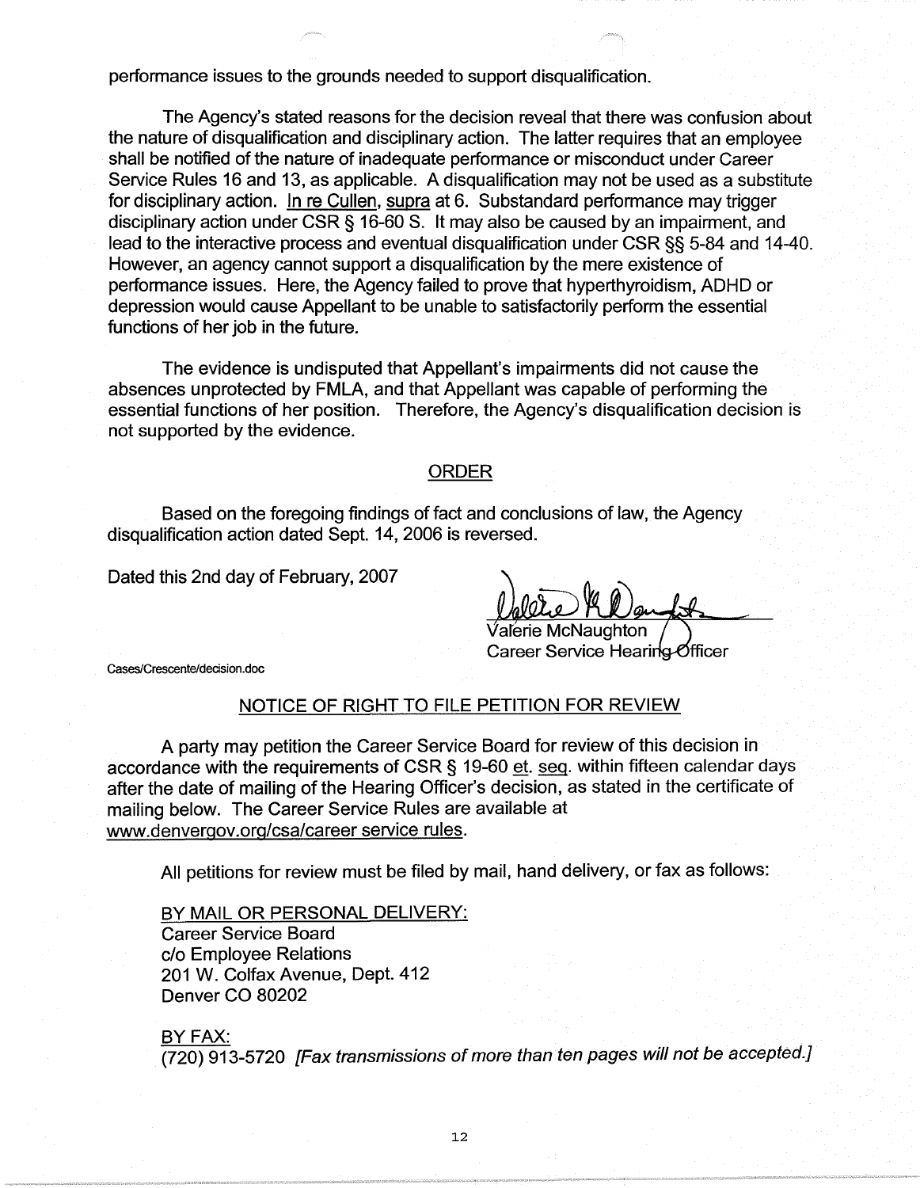performance issues to the grounds needed to support disqualification.

The Agency's stated reasons for the decision reveal that there was confusion about the nature of disqualification and disciplinary action. The latter requires that an employee shall be notified of the nature of inadequate performance or misconduct under Career Service Rules 16 and 13, as applicable. A disqualification may not be used as a substitute for disciplinary action. In re Cullen, supra at 6. Substandard performance may trigger disciplinary action under CSR § 16-60 S. It may also be caused by an impairment, and lead to the interactive process and eventual disqualification under CSR §§ 5-84 and 14-40. However, an agency cannot support a disqualification by the mere existence of performance issues. Here, the Agency failed to prove that hyperthyroidism, ADHD or depression would cause Appellant to be unable to satisfactorily perform the essential functions of her job in the future.

The evidence is undisputed that Appellant's impairments did not cause the absences unprotected by FMLA, and that Appellant was capable of performing the essential functions of her position. Therefore, the Agency's disqualification decision is not supported by the evidence.

## ORDER

Based on the foregoing findings of fact and conclusions of law, the Agency disqualification action dated Sept. 14, 2006 is reversed.

Dated this 2nd day of February, 2007

Valerie McNaughton
Career Service Hearing Officer

Cases/Crescente/decision.doc

## NOTICE OF RIGHT TO FILE PETITION FOR REVIEW

A party may petition the Career Service Board for review of this decision in accordance with the requirements of CSR § 19-60 et. seq. within fifteen calendar days after the date of mailing of the Hearing Officer's decision, as stated in the certificate of mailing below. The Career Service Rules are available at www.denvergov.org/csa/career service rules.

All petitions for review must be filed by mail, hand delivery, or fax as follows:

BY MAIL OR PERSONAL DELIVERY:
Career Service Board
c/o Employee Relations
201 W. Colfax Avenue, Dept. 412
Denver CO 80202

BY FAX:
(720) 913-5720 *[Fax transmissions of more than ten pages will not be accepted.]*